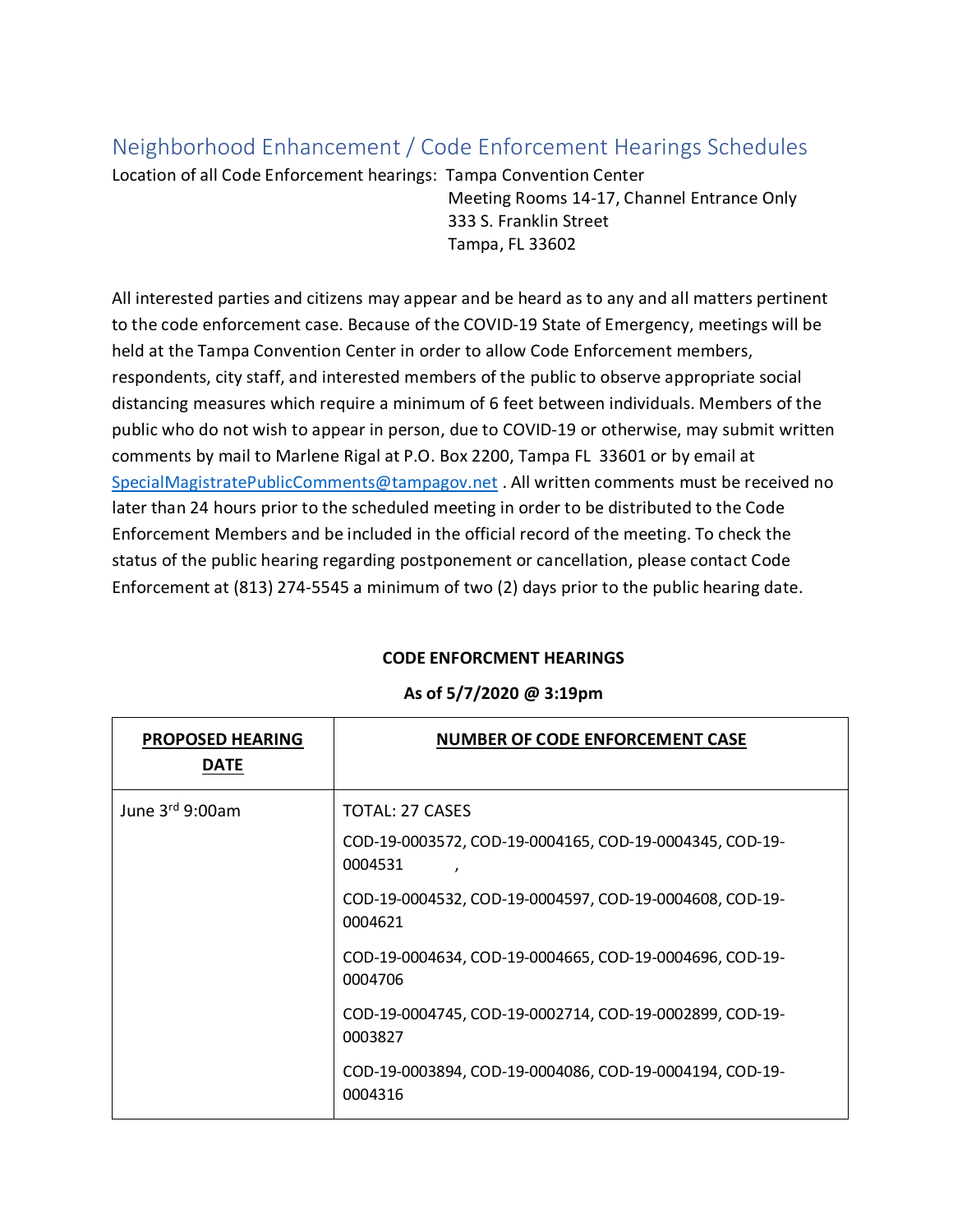# Neighborhood Enhancement / Code Enforcement Hearings Schedules

Location of all Code Enforcement hearings: Tampa Convention Center
Meeting Rooms 14-17, Channel Entrance Only
333 S. Franklin Street
Tampa, FL 33602

All interested parties and citizens may appear and be heard as to any and all matters pertinent to the code enforcement case. Because of the COVID-19 State of Emergency, meetings will be held at the Tampa Convention Center in order to allow Code Enforcement members, respondents, city staff, and interested members of the public to observe appropriate social distancing measures which require a minimum of 6 feet between individuals. Members of the public who do not wish to appear in person, due to COVID-19 or otherwise, may submit written comments by mail to Marlene Rigal at P.O. Box 2200, Tampa FL 33601 or by email at SpecialMagistratePublicComments@tampagov.net . All written comments must be received no later than 24 hours prior to the scheduled meeting in order to be distributed to the Code Enforcement Members and be included in the official record of the meeting. To check the status of the public hearing regarding postponement or cancellation, please contact Code Enforcement at (813) 274-5545 a minimum of two (2) days prior to the public hearing date.

**CODE ENFORCMENT HEARINGS**

**As of 5/7/2020 @ 3:19pm**

| **PROPOSED HEARING DATE** | **NUMBER OF CODE ENFORCEMENT CASE** |
|---|---|
| June 3rd 9:00am | TOTAL: 27 CASES<br>COD-19-0003572, COD-19-0004165, COD-19-0004345, COD-19-0004531 ,<br>COD-19-0004532, COD-19-0004597, COD-19-0004608, COD-19-0004621<br>COD-19-0004634, COD-19-0004665, COD-19-0004696, COD-19-0004706<br>COD-19-0004745, COD-19-0002714, COD-19-0002899, COD-19-0003827<br>COD-19-0003894, COD-19-0004086, COD-19-0004194, COD-19-0004316 |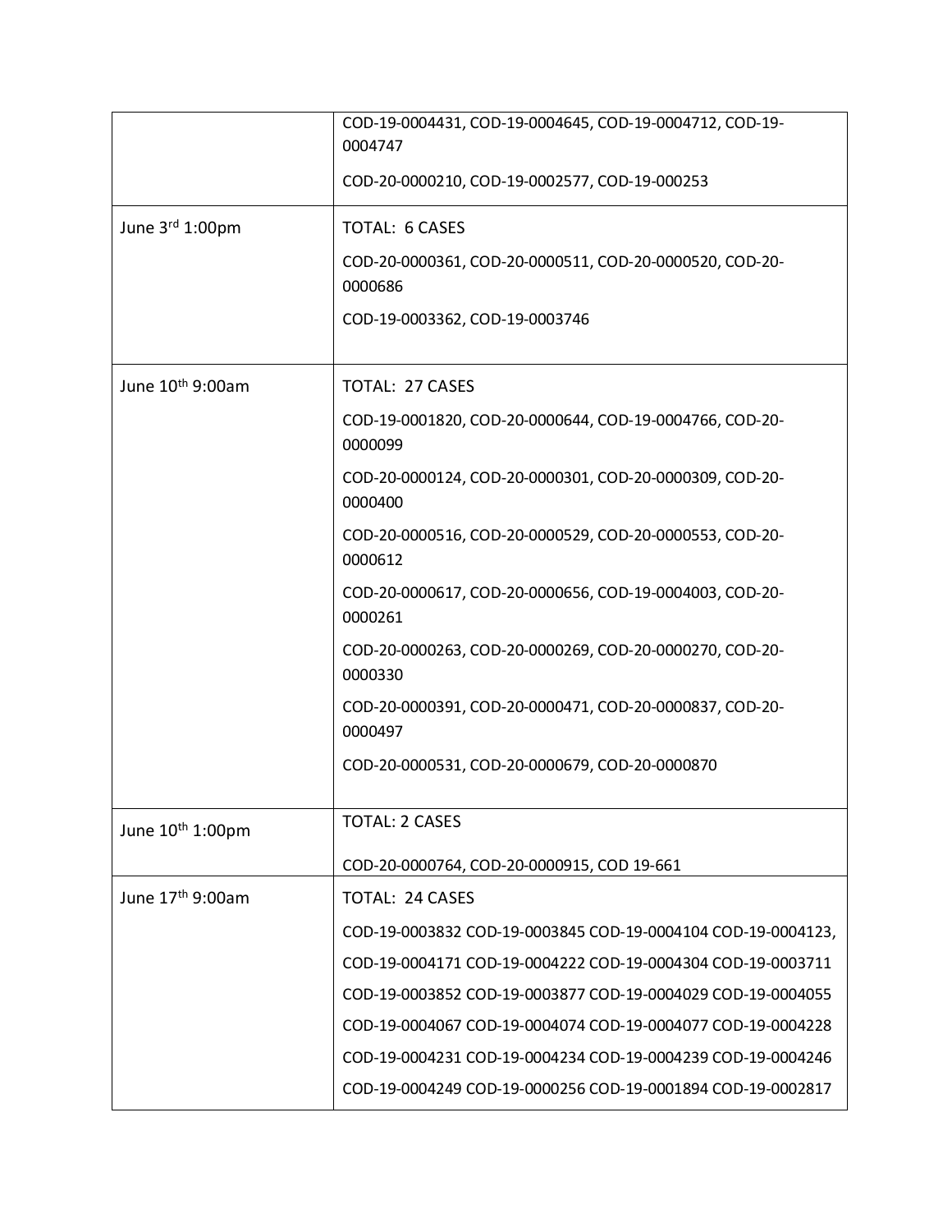| | |
|---|---|
| | COD-19-0004431, COD-19-0004645, COD-19-0004712, COD-19-0004747<br><br>COD-20-0000210, COD-19-0002577, COD-19-000253 |
| June 3rd 1:00pm | TOTAL: 6 CASES<br><br>COD-20-0000361, COD-20-0000511, COD-20-0000520, COD-20-0000686<br><br>COD-19-0003362, COD-19-0003746 |
| June 10th 9:00am | TOTAL: 27 CASES<br><br>COD-19-0001820, COD-20-0000644, COD-19-0004766, COD-20-0000099<br><br>COD-20-0000124, COD-20-0000301, COD-20-0000309, COD-20-0000400<br><br>COD-20-0000516, COD-20-0000529, COD-20-0000553, COD-20-0000612<br><br>COD-20-0000617, COD-20-0000656, COD-19-0004003, COD-20-0000261<br><br>COD-20-0000263, COD-20-0000269, COD-20-0000270, COD-20-0000330<br><br>COD-20-0000391, COD-20-0000471, COD-20-0000837, COD-20-0000497<br><br>COD-20-0000531, COD-20-0000679, COD-20-0000870 |
| June 10th 1:00pm | TOTAL: 2 CASES<br><br>COD-20-0000764, COD-20-0000915, COD 19-661 |
| June 17th 9:00am | TOTAL: 24 CASES<br><br>COD-19-0003832 COD-19-0003845 COD-19-0004104 COD-19-0004123,<br><br>COD-19-0004171 COD-19-0004222 COD-19-0004304 COD-19-0003711<br><br>COD-19-0003852 COD-19-0003877 COD-19-0004029 COD-19-0004055<br><br>COD-19-0004067 COD-19-0004074 COD-19-0004077 COD-19-0004228<br><br>COD-19-0004231 COD-19-0004234 COD-19-0004239 COD-19-0004246<br><br>COD-19-0004249 COD-19-0000256 COD-19-0001894 COD-19-0002817 |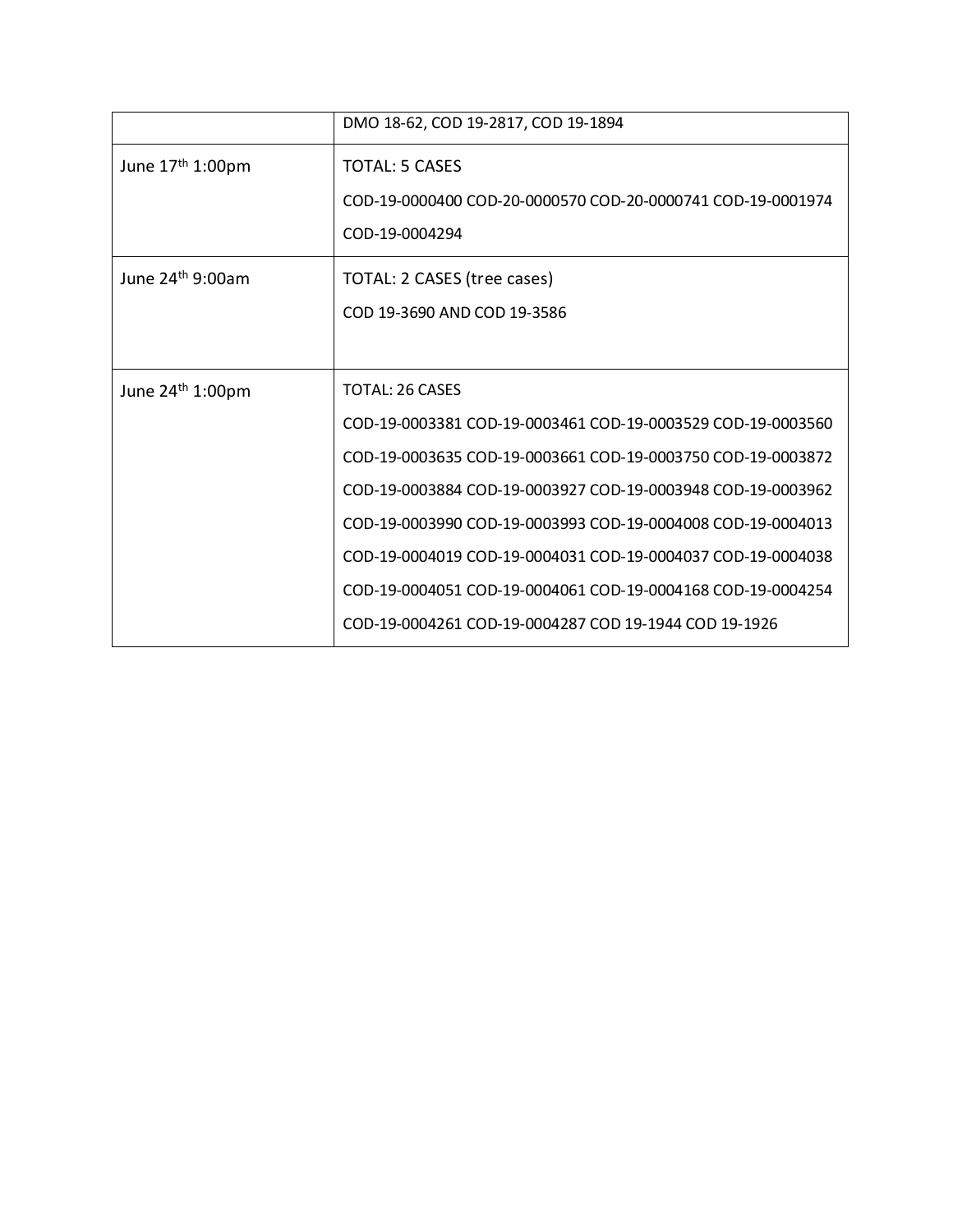| | |
|---|---|
| | DMO 18-62, COD 19-2817, COD 19-1894 |
| June 17th 1:00pm | TOTAL: 5 CASES<br>COD-19-0000400 COD-20-0000570 COD-20-0000741 COD-19-0001974<br>COD-19-0004294 |
| June 24th 9:00am | TOTAL: 2 CASES (tree cases)<br>COD 19-3690 AND COD 19-3586 |
| June 24th 1:00pm | TOTAL: 26 CASES<br>COD-19-0003381 COD-19-0003461 COD-19-0003529 COD-19-0003560<br>COD-19-0003635 COD-19-0003661 COD-19-0003750 COD-19-0003872<br>COD-19-0003884 COD-19-0003927 COD-19-0003948 COD-19-0003962<br>COD-19-0003990 COD-19-0003993 COD-19-0004008 COD-19-0004013<br>COD-19-0004019 COD-19-0004031 COD-19-0004037 COD-19-0004038<br>COD-19-0004051 COD-19-0004061 COD-19-0004168 COD-19-0004254<br>COD-19-0004261 COD-19-0004287 COD 19-1944 COD 19-1926 |